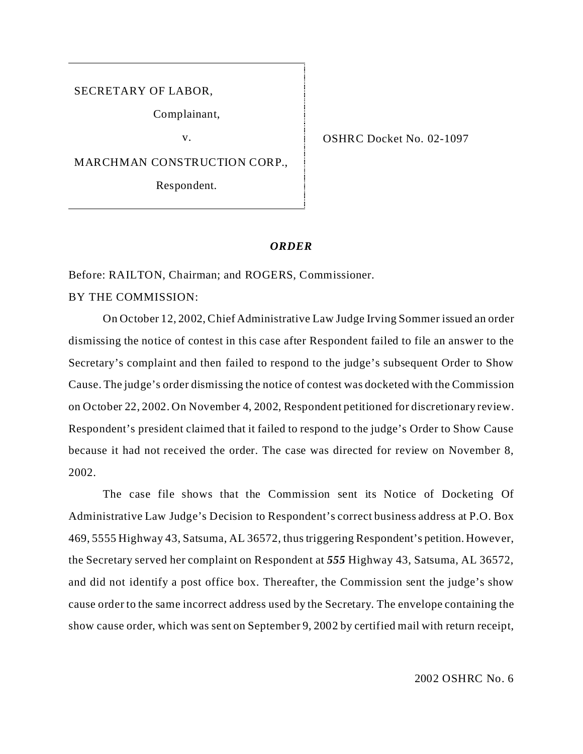SECRETARY OF LABOR,

Complainant,

v.

MARCHMAN CONSTRUCTION CORP.,

Respondent.

OSHRC Docket No. 02-1097

## *ORDER*

Before: RAILTON, Chairman; and ROGERS, Commissioner.

BY THE COMMISSION:

On October 12, 2002, Chief Administrative Law Judge Irving Sommer issued an order dismissing the notice of contest in this case after Respondent failed to file an answer to the Secretary's complaint and then failed to respond to the judge's subsequent Order to Show Cause. The judge's order dismissing the notice of contest was docketed with the Commission on October 22, 2002. On November 4, 2002, Respondent petitioned for discretionary review. Respondent's president claimed that it failed to respond to the judge's Order to Show Cause because it had not received the order. The case was directed for review on November 8, 2002.

The case file shows that the Commission sent its Notice of Docketing Of Administrative Law Judge's Decision to Respondent's correct business address at P.O. Box 469, 5555 Highway 43, Satsuma, AL 36572, thus triggering Respondent's petition. However, the Secretary served her complaint on Respondent at ***555*** Highway 43, Satsuma, AL 36572, and did not identify a post office box. Thereafter, the Commission sent the judge's show cause order to the same incorrect address used by the Secretary. The envelope containing the show cause order, which was sent on September 9, 2002 by certified mail with return receipt,

2002 OSHRC No. 6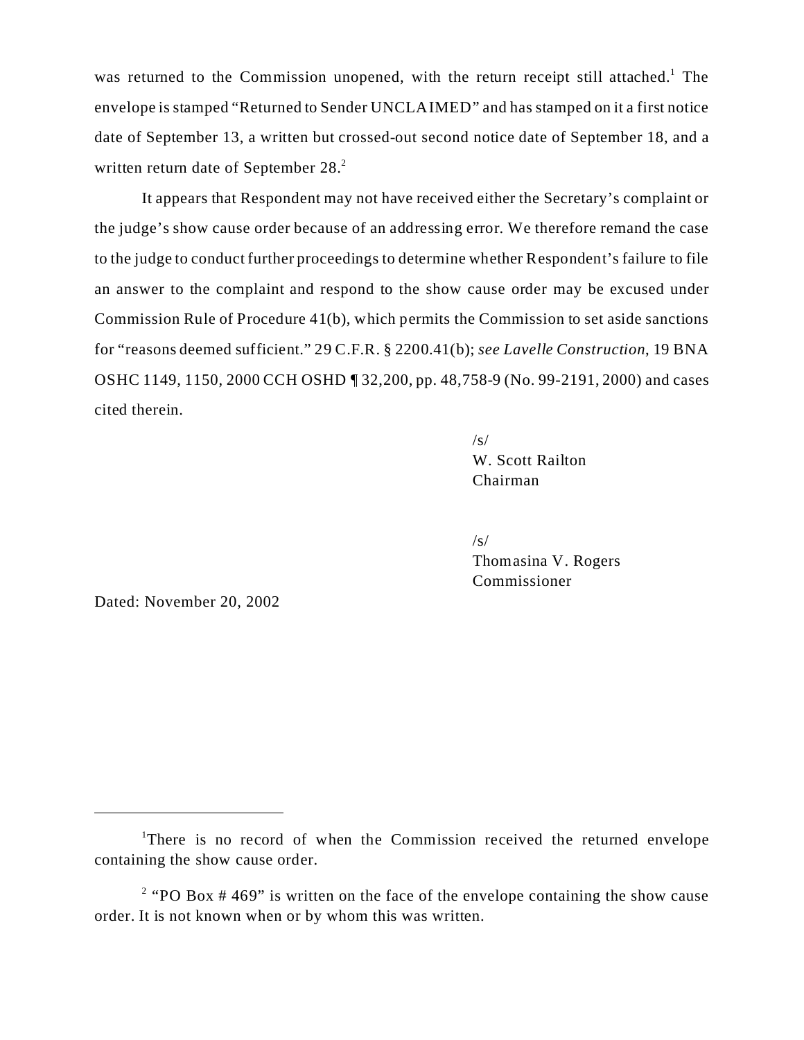was returned to the Commission unopened, with the return receipt still attached.[1] The envelope is stamped "Returned to Sender UNCLAIMED" and has stamped on it a first notice date of September 13, a written but crossed-out second notice date of September 18, and a written return date of September 28.[2]

It appears that Respondent may not have received either the Secretary's complaint or the judge's show cause order because of an addressing error. We therefore remand the case to the judge to conduct further proceedings to determine whether Respondent's failure to file an answer to the complaint and respond to the show cause order may be excused under Commission Rule of Procedure 41(b), which permits the Commission to set aside sanctions for "reasons deemed sufficient." 29 C.F.R. § 2200.41(b); *see Lavelle Construction*, 19 BNA OSHC 1149, 1150, 2000 CCH OSHD ¶ 32,200, pp. 48,758-9 (No. 99-2191, 2000) and cases cited therein.

/s/
W. Scott Railton
Chairman

/s/
Thomasina V. Rogers
Commissioner

Dated: November 20, 2002

---

[1] There is no record of when the Commission received the returned envelope containing the show cause order.

[2] "PO Box # 469" is written on the face of the envelope containing the show cause order. It is not known when or by whom this was written.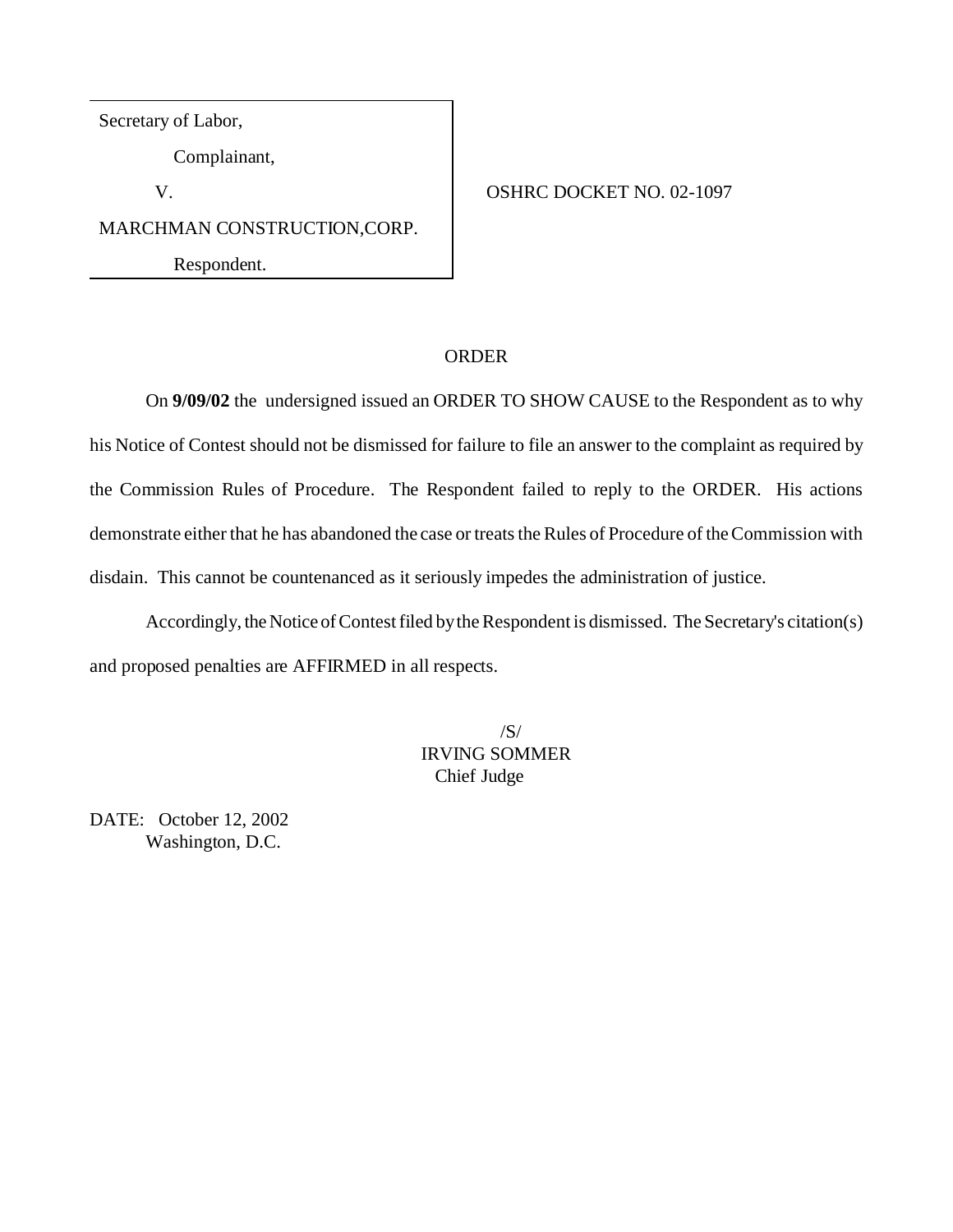Secretary of Labor,

Complainant,

V.

MARCHMAN CONSTRUCTION,CORP.

Respondent.

OSHRC DOCKET NO. 02-1097

ORDER

On **9/09/02** the undersigned issued an ORDER TO SHOW CAUSE to the Respondent as to why his Notice of Contest should not be dismissed for failure to file an answer to the complaint as required by the Commission Rules of Procedure. The Respondent failed to reply to the ORDER. His actions demonstrate either that he has abandoned the case or treats the Rules of Procedure of the Commission with disdain. This cannot be countenanced as it seriously impedes the administration of justice.

Accordingly, the Notice of Contest filed by the Respondent is dismissed. The Secretary's citation(s) and proposed penalties are AFFIRMED in all respects.

/S/
IRVING SOMMER
Chief Judge

DATE: October 12, 2002
Washington, D.C.